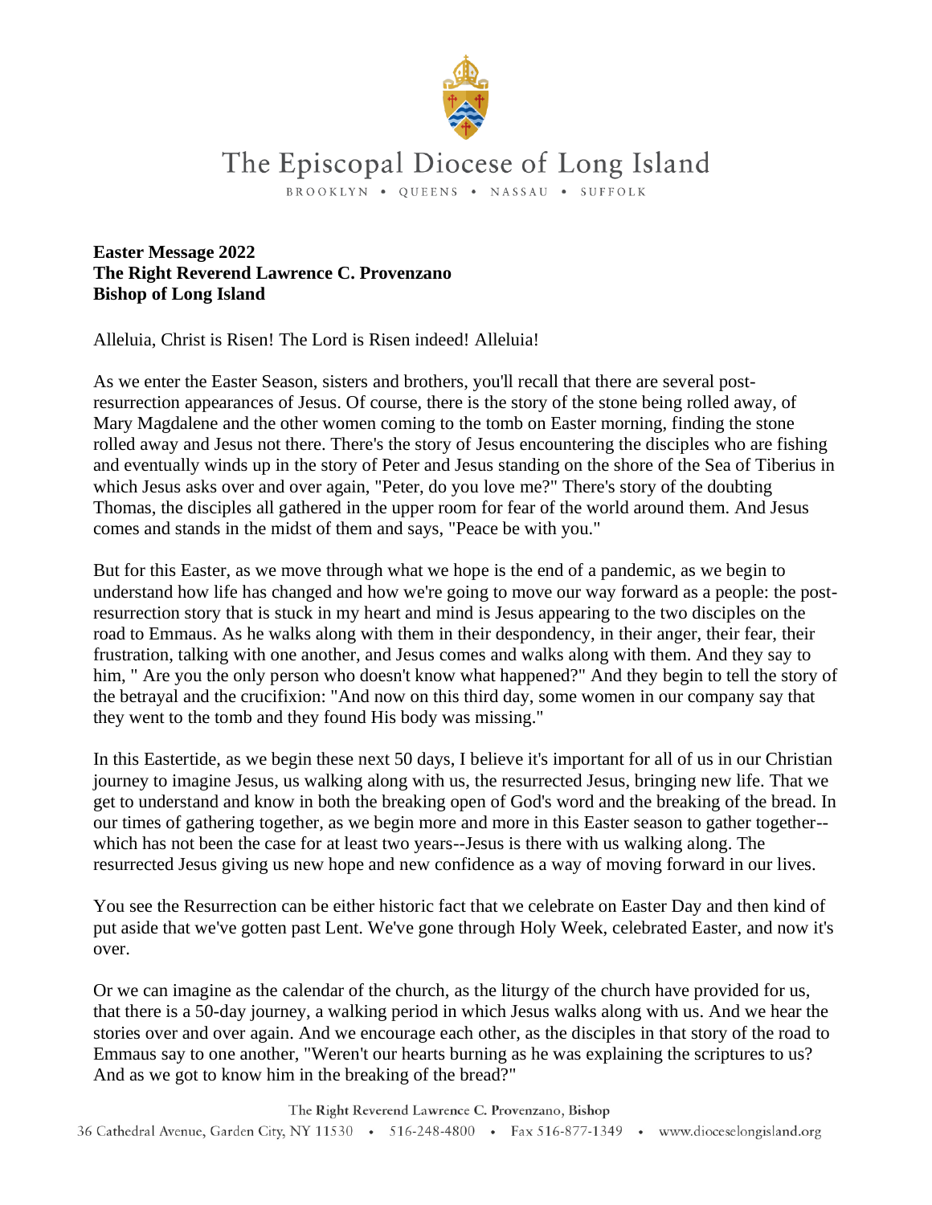# The Episcopal Diocese of Long Island

BROOKLYN • QUEENS • NASSAU • SUFFOLK

**Easter Message 2022**
**The Right Reverend Lawrence C. Provenzano**
**Bishop of Long Island**

Alleluia, Christ is Risen! The Lord is Risen indeed! Alleluia!

As we enter the Easter Season, sisters and brothers, you'll recall that there are several post-resurrection appearances of Jesus. Of course, there is the story of the stone being rolled away, of Mary Magdalene and the other women coming to the tomb on Easter morning, finding the stone rolled away and Jesus not there. There's the story of Jesus encountering the disciples who are fishing and eventually winds up in the story of Peter and Jesus standing on the shore of the Sea of Tiberius in which Jesus asks over and over again, "Peter, do you love me?" There's story of the doubting Thomas, the disciples all gathered in the upper room for fear of the world around them. And Jesus comes and stands in the midst of them and says, "Peace be with you."

But for this Easter, as we move through what we hope is the end of a pandemic, as we begin to understand how life has changed and how we're going to move our way forward as a people: the post-resurrection story that is stuck in my heart and mind is Jesus appearing to the two disciples on the road to Emmaus. As he walks along with them in their despondency, in their anger, their fear, their frustration, talking with one another, and Jesus comes and walks along with them. And they say to him, " Are you the only person who doesn't know what happened?" And they begin to tell the story of the betrayal and the crucifixion: "And now on this third day, some women in our company say that they went to the tomb and they found His body was missing."

In this Eastertide, as we begin these next 50 days, I believe it's important for all of us in our Christian journey to imagine Jesus, us walking along with us, the resurrected Jesus, bringing new life. That we get to understand and know in both the breaking open of God's word and the breaking of the bread. In our times of gathering together, as we begin more and more in this Easter season to gather together--which has not been the case for at least two years--Jesus is there with us walking along. The resurrected Jesus giving us new hope and new confidence as a way of moving forward in our lives.

You see the Resurrection can be either historic fact that we celebrate on Easter Day and then kind of put aside that we've gotten past Lent. We've gone through Holy Week, celebrated Easter, and now it's over.

Or we can imagine as the calendar of the church, as the liturgy of the church have provided for us, that there is a 50-day journey, a walking period in which Jesus walks along with us. And we hear the stories over and over again. And we encourage each other, as the disciples in that story of the road to Emmaus say to one another, "Weren't our hearts burning as he was explaining the scriptures to us? And as we got to know him in the breaking of the bread?"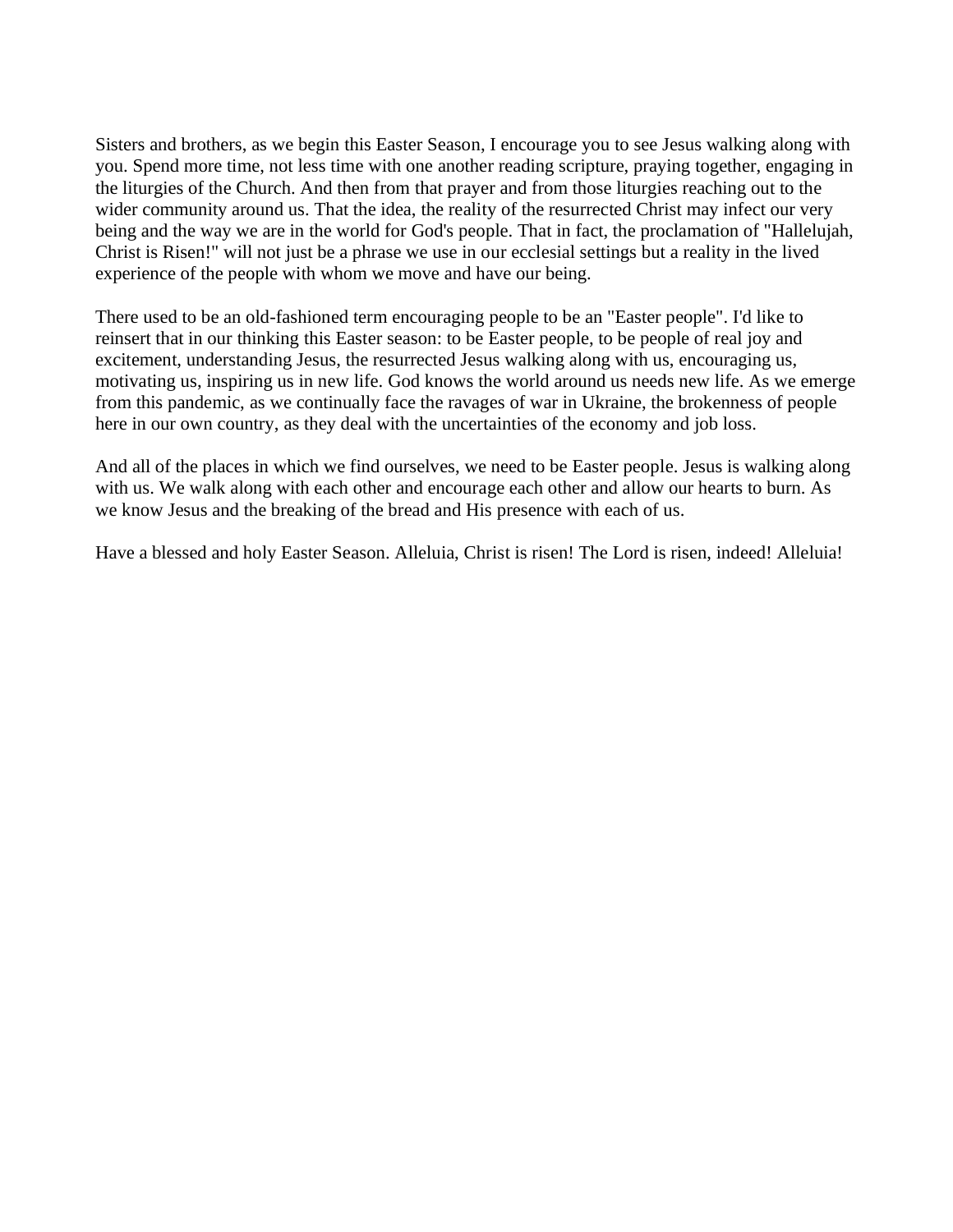Sisters and brothers, as we begin this Easter Season, I encourage you to see Jesus walking along with you. Spend more time, not less time with one another reading scripture, praying together, engaging in the liturgies of the Church. And then from that prayer and from those liturgies reaching out to the wider community around us. That the idea, the reality of the resurrected Christ may infect our very being and the way we are in the world for God's people. That in fact, the proclamation of "Hallelujah, Christ is Risen!" will not just be a phrase we use in our ecclesial settings but a reality in the lived experience of the people with whom we move and have our being.

There used to be an old-fashioned term encouraging people to be an "Easter people". I'd like to reinsert that in our thinking this Easter season: to be Easter people, to be people of real joy and excitement, understanding Jesus, the resurrected Jesus walking along with us, encouraging us, motivating us, inspiring us in new life. God knows the world around us needs new life. As we emerge from this pandemic, as we continually face the ravages of war in Ukraine, the brokenness of people here in our own country, as they deal with the uncertainties of the economy and job loss.

And all of the places in which we find ourselves, we need to be Easter people. Jesus is walking along with us. We walk along with each other and encourage each other and allow our hearts to burn. As we know Jesus and the breaking of the bread and His presence with each of us.

Have a blessed and holy Easter Season. Alleluia, Christ is risen! The Lord is risen, indeed! Alleluia!